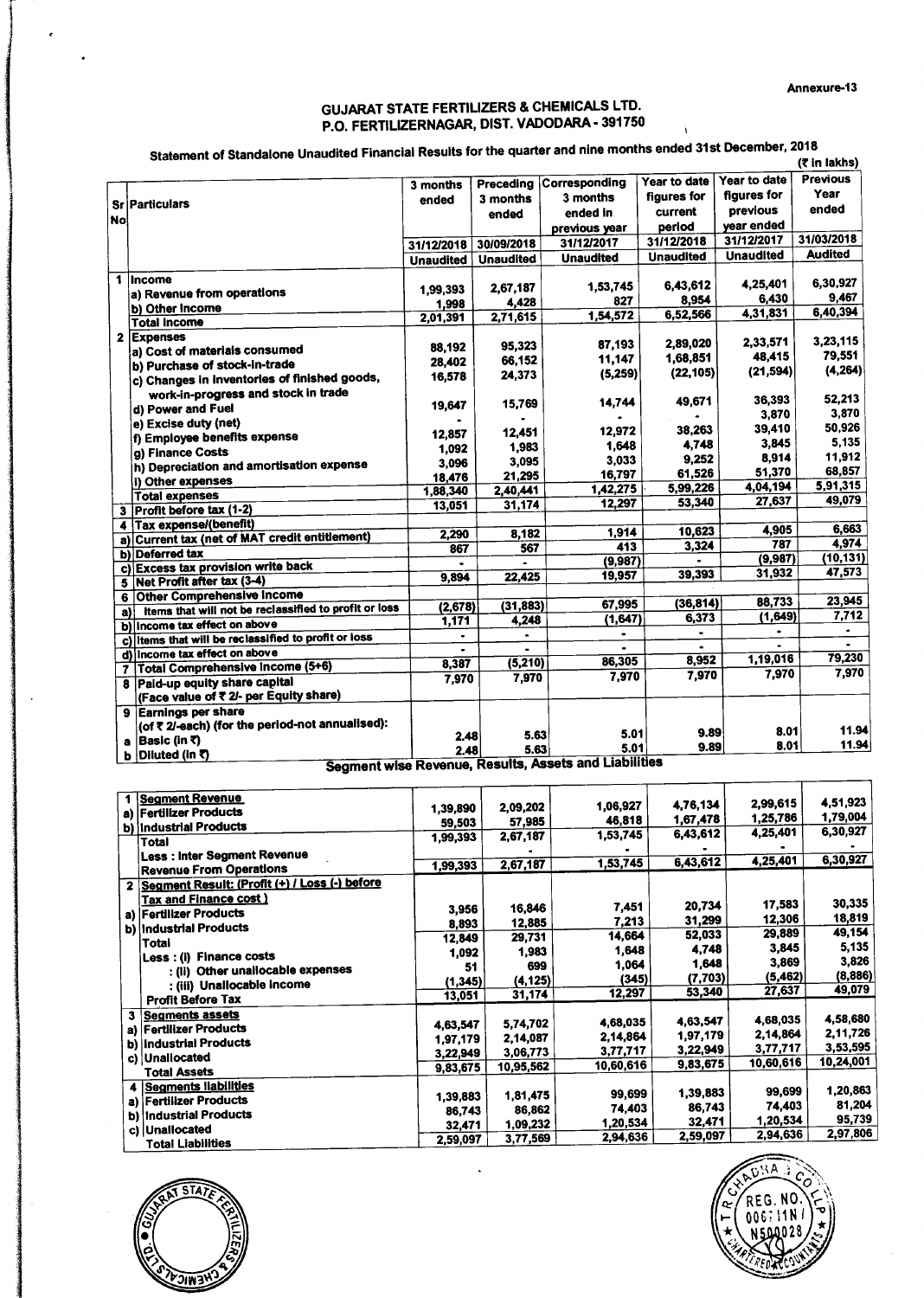Annexure-13

# GUJARAT STATE FERTILIZERS & CHEMICALS LTD.
## P.O. FERTILIZERNAGAR, DIST. VADODARA - 391750

### Statement of Standalone Unaudited Financial Results for the quarter and nine months ended 31st December, 2018

(₹ in lakhs)

| Sr No | Particulars | 3 months ended | Preceding 3 months ended | Corresponding 3 months ended in previous year | Year to date figures for current period | Year to date figures for previous year ended | Previous Year ended |
|---|---|---|---|---|---|---|---|
| | | 31/12/2018 | 30/09/2018 | 31/12/2017 | 31/12/2018 | 31/12/2017 | 31/03/2018 |
| | | Unaudited | Unaudited | Unaudited | Unaudited | Unaudited | Audited |
| 1 | Income | | | | | | |
| | a) Revenue from operations | 1,99,393 | 2,67,187 | 1,53,745 | 6,43,612 | 4,25,401 | 6,30,927 |
| | b) Other Income | 1,998 | 4,428 | 827 | 8,954 | 6,430 | 9,467 |
| | Total Income | 2,01,391 | 2,71,615 | 1,54,572 | 6,52,566 | 4,31,831 | 6,40,394 |
| 2 | Expenses | | | | | | |
| | a) Cost of materials consumed | 88,192 | 95,323 | 87,193 | 2,89,020 | 2,33,571 | 3,23,115 |
| | b) Purchase of stock-in-trade | 28,402 | 66,152 | 11,147 | 1,68,851 | 48,415 | 79,551 |
| | c) Changes in inventories of finished goods, work-in-progress and stock in trade | 16,578 | 24,373 | (5,259) | (22,105) | (21,594) | (4,264) |
| | d) Power and Fuel | 19,647 | 15,769 | 14,744 | 49,671 | 36,393 | 52,213 |
| | e) Excise duty (net) | - | - | - | - | 3,870 | 3,870 |
| | f) Employee benefits expense | 12,857 | 12,451 | 12,972 | 38,263 | 39,410 | 50,926 |
| | g) Finance Costs | 1,092 | 1,983 | 1,648 | 4,748 | 3,845 | 5,135 |
| | h) Depreciation and amortisation expense | 3,096 | 3,095 | 3,033 | 9,252 | 8,914 | 11,912 |
| | i) Other expenses | 18,476 | 21,295 | 16,797 | 61,526 | 51,370 | 68,857 |
| | Total expenses | 1,88,340 | 2,40,441 | 1,42,275 | 5,99,226 | 4,04,194 | 5,91,315 |
| 3 | Profit before tax (1-2) | 13,051 | 31,174 | 12,297 | 53,340 | 27,637 | 49,079 |
| 4 | Tax expense/(benefit) | | | | | | |
| a) | Current tax (net of MAT credit entitlement) | 2,290 | 8,182 | 1,914 | 10,623 | 4,905 | 6,663 |
| b) | Deferred tax | 867 | 567 | 413 | 3,324 | 787 | 4,974 |
| c) | Excess tax provision write back | - | - | (9,987) | - | (9,987) | (10,131) |
| 5 | Net Profit after tax (3-4) | 9,894 | 22,425 | 19,957 | 39,393 | 31,932 | 47,573 |
| 6 | Other Comprehensive Income | | | | | | |
| a) | Items that will not be reclassified to profit or loss | (2,678) | (31,883) | 67,995 | (36,814) | 88,733 | 23,945 |
| b) | Income tax effect on above | 1,171 | 4,248 | (1,647) | 6,373 | (1,649) | 7,712 |
| c) | Items that will be reclassified to profit or loss | - | - | - | - | - | - |
| d) | Income tax effect on above | - | - | - | - | - | - |
| 7 | Total Comprehensive Income (5+6) | 8,387 | (5,210) | 86,305 | 8,952 | 1,19,016 | 79,230 |
| 8 | Paid-up equity share capital (Face value of ₹ 2/- per Equity share) | 7,970 | 7,970 | 7,970 | 7,970 | 7,970 | 7,970 |
| 9 | Earnings per share (of ₹ 2/-each) (for the period-not annualised): | | | | | | |
| a | Basic (in ₹) | 2.48 | 5.63 | 5.01 | 9.89 | 8.01 | 11.94 |
| b | Diluted (in ₹) | 2.48 | 5.63 | 5.01 | 9.89 | 8.01 | 11.94 |

### Segment wise Revenue, Results, Assets and Liabilities

| Sr No | Particulars | 31/12/2018 | 30/09/2018 | 31/12/2017 | 31/12/2018 | 31/12/2017 | 31/03/2018 |
|---|---|---|---|---|---|---|---|
| 1 | Segment Revenue | | | | | | |
| a) | Fertilizer Products | 1,39,890 | 2,09,202 | 1,06,927 | 4,76,134 | 2,99,615 | 4,51,923 |
| b) | Industrial Products | 59,503 | 57,985 | 46,818 | 1,67,478 | 1,25,786 | 1,79,004 |
| | Total | 1,99,393 | 2,67,187 | 1,53,745 | 6,43,612 | 4,25,401 | 6,30,927 |
| | Less : Inter Segment Revenue | - | - | - | - | - | - |
| | Revenue From Operations | 1,99,393 | 2,67,187 | 1,53,745 | 6,43,612 | 4,25,401 | 6,30,927 |
| 2 | Segment Result: (Profit (+) / Loss (-) before Tax and Finance cost ) | | | | | | |
| a) | Fertilizer Products | 3,956 | 16,846 | 7,451 | 20,734 | 17,583 | 30,335 |
| b) | Industrial Products | 8,893 | 12,885 | 7,213 | 31,299 | 12,306 | 18,819 |
| | Total | 12,849 | 29,731 | 14,664 | 52,033 | 29,889 | 49,154 |
| | Less : (i) Finance costs | 1,092 | 1,983 | 1,648 | 4,748 | 3,845 | 5,135 |
| | : (ii) Other unallocable expenses | 51 | 699 | 1,064 | 1,648 | 3,869 | 3,826 |
| | : (iii) Unallocable Income | (1,345) | (4,125) | (345) | (7,703) | (5,462) | (8,886) |
| | Profit Before Tax | 13,051 | 31,174 | 12,297 | 53,340 | 27,637 | 49,079 |
| 3 | Segments assets | | | | | | |
| a) | Fertilizer Products | 4,63,547 | 5,74,702 | 4,68,035 | 4,63,547 | 4,68,035 | 4,58,680 |
| b) | Industrial Products | 1,97,179 | 2,14,087 | 2,14,864 | 1,97,179 | 2,14,864 | 2,11,726 |
| c) | Unallocated | 3,22,949 | 3,06,773 | 3,77,717 | 3,22,949 | 3,77,717 | 3,53,595 |
| | Total Assets | 9,83,675 | 10,95,562 | 10,60,616 | 9,83,675 | 10,60,616 | 10,24,001 |
| 4 | Segments liabilities | | | | | | |
| a) | Fertilizer Products | 1,39,883 | 1,81,475 | 99,699 | 1,39,883 | 99,699 | 1,20,863 |
| b) | Industrial Products | 86,743 | 86,862 | 74,403 | 86,743 | 74,403 | 81,204 |
| c) | Unallocated | 32,471 | 1,09,232 | 1,20,534 | 32,471 | 1,20,534 | 95,739 |
| | Total Liabilities | 2,59,097 | 3,77,569 | 2,94,636 | 2,59,097 | 2,94,636 | 2,97,806 |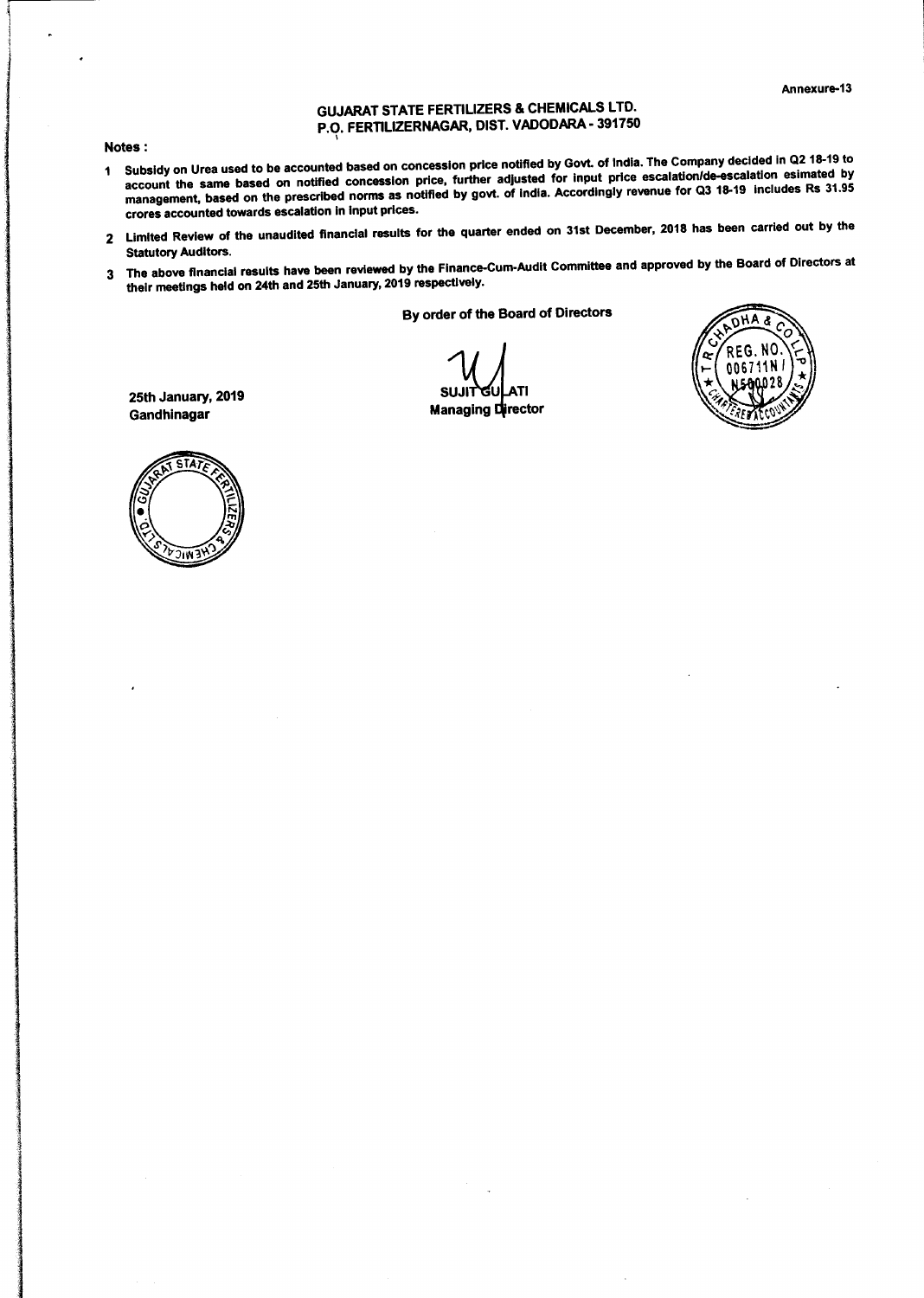Annexure-13

# GUJARAT STATE FERTILIZERS & CHEMICALS LTD.

## P.O. FERTILIZERNAGAR, DIST. VADODARA - 391750

**Notes :**

1. Subsidy on Urea used to be accounted based on concession price notified by Govt. of India. The Company decided in Q2 18-19 to account the same based on notified concession price, further adjusted for input price escalation/de-escalation esimated by management, based on the prescribed norms as notified by govt. of India. Accordingly revenue for Q3 18-19 includes Rs 31.95 crores accounted towards escalation in input prices.
2. Limited Review of the unaudited financial results for the quarter ended on 31st December, 2018 has been carried out by the Statutory Auditors.
3. The above financial results have been reviewed by the Finance-Cum-Audit Committee and approved by the Board of Directors at their meetings held on 24th and 25th January, 2019 respectively.

By order of the Board of Directors

SUJIT GULATI
Managing Director

25th January, 2019
Gandhinagar

T R CHADHA & CO LLP
REG. NO. 006711N / N500028
CHARTERED ACCOUNTANTS

GUJARAT STATE FERTILIZERS & CHEMICALS LTD.